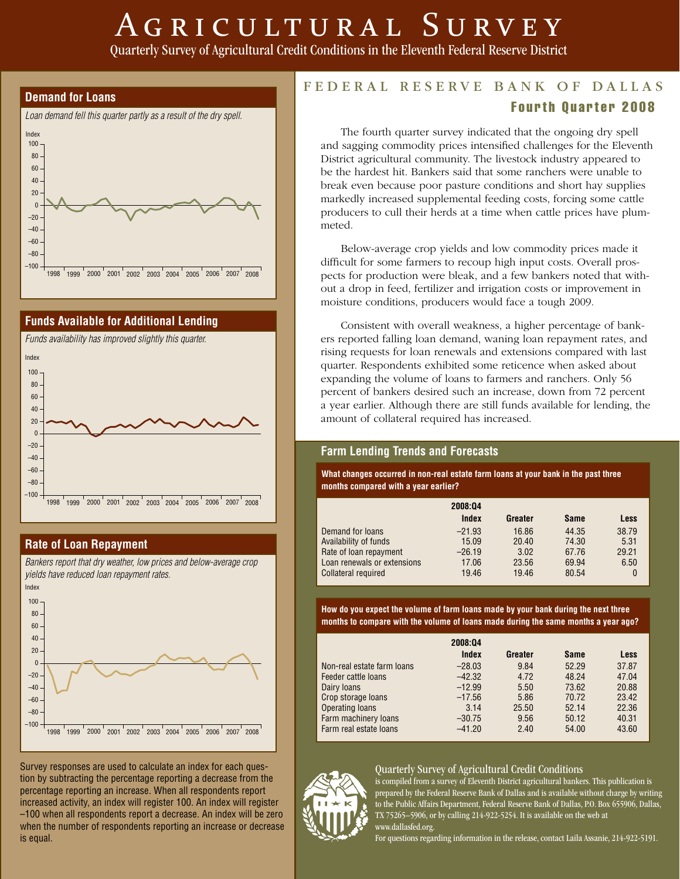# Agricultural Survey

Quarterly Survey of Agricultural Credit Conditions in the Eleventh Federal Reserve District

## FEDERAL RESERVE BANK OF DALLAS

### Fourth Quarter 2008

The fourth quarter survey indicated that the ongoing dry spell and sagging commodity prices intensified challenges for the Eleventh District agricultural community. The livestock industry appeared to be the hardest hit. Bankers said that some ranchers were unable to break even because poor pasture conditions and short hay supplies markedly increased supplemental feeding costs, forcing some cattle producers to cull their herds at a time when cattle prices have plummeted.

Below-average crop yields and low commodity prices made it difficult for some farmers to recoup high input costs. Overall prospects for production were bleak, and a few bankers noted that without a drop in feed, fertilizer and irrigation costs or improvement in moisture conditions, producers would face a tough 2009.

Consistent with overall weakness, a higher percentage of bankers reported falling loan demand, waning loan repayment rates, and rising requests for loan renewals and extensions compared with last quarter. Respondents exhibited some reticence when asked about expanding the volume of loans to farmers and ranchers. Only 56 percent of bankers desired such an increase, down from 72 percent a year earlier. Although there are still funds available for lending, the amount of collateral required has increased.

### Demand for Loans

*Loan demand fell this quarter partly as a result of the dry spell.*

### Funds Available for Additional Lending

*Funds availability has improved slightly this quarter.*

### Rate of Loan Repayment

*Bankers report that dry weather, low prices and below-average crop yields have reduced loan repayment rates.*

Survey responses are used to calculate an index for each question by subtracting the percentage reporting a decrease from the percentage reporting an increase. When all respondents report increased activity, an index will register 100. An index will register –100 when all respondents report a decrease. An index will be zero when the number of respondents reporting an increase or decrease is equal.

### Farm Lending Trends and Forecasts

**What changes occurred in non-real estate farm loans at your bank in the past three months compared with a year earlier?**

| | 2008:Q4 Index | Greater | Same | Less |
|---|---|---|---|---|
| Demand for loans | –21.93 | 16.86 | 44.35 | 38.79 |
| Availability of funds | 15.09 | 20.40 | 74.30 | 5.31 |
| Rate of loan repayment | –26.19 | 3.02 | 67.76 | 29.21 |
| Loan renewals or extensions | 17.06 | 23.56 | 69.94 | 6.50 |
| Collateral required | 19.46 | 19.46 | 80.54 | 0 |

**How do you expect the volume of farm loans made by your bank during the next three months to compare with the volume of loans made during the same months a year ago?**

| | 2008:Q4 Index | Greater | Same | Less |
|---|---|---|---|---|
| Non-real estate farm loans | –28.03 | 9.84 | 52.29 | 37.87 |
| Feeder cattle loans | –42.32 | 4.72 | 48.24 | 47.04 |
| Dairy loans | –12.99 | 5.50 | 73.62 | 20.88 |
| Crop storage loans | –17.56 | 5.86 | 70.72 | 23.42 |
| Operating loans | 3.14 | 25.50 | 52.14 | 22.36 |
| Farm machinery loans | –30.75 | 9.56 | 50.12 | 40.31 |
| Farm real estate loans | –41.20 | 2.40 | 54.00 | 43.60 |

Quarterly Survey of Agricultural Credit Conditions

is compiled from a survey of Eleventh District agricultural bankers. This publication is prepared by the Federal Reserve Bank of Dallas and is available without charge by writing to the Public Affairs Department, Federal Reserve Bank of Dallas, P.O. Box 655906, Dallas, TX 75265–5906, or by calling 214-922-5254. It is available on the web at www.dallasfed.org.

For questions regarding information in the release, contact Laila Assanie, 214-922-5191.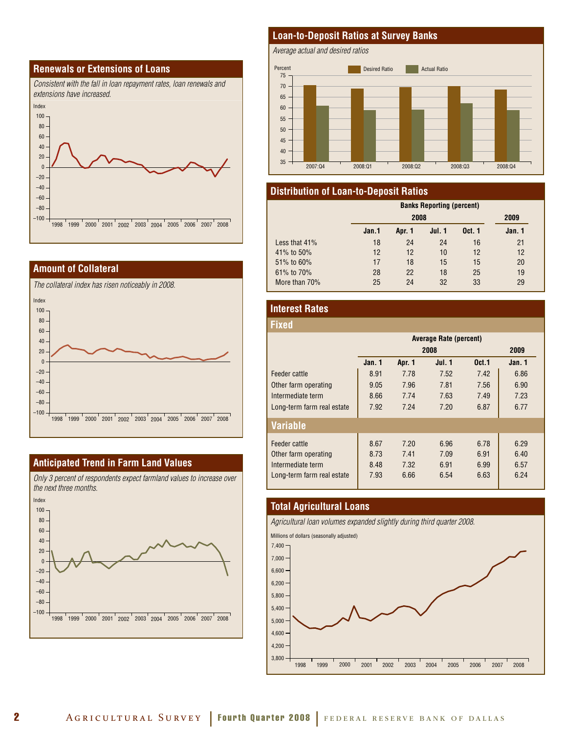## Renewals or Extensions of Loans

*Consistent with the fall in loan repayment rates, loan renewals and extensions have increased.*

## Amount of Collateral

*The collateral index has risen noticeably in 2008.*

## Anticipated Trend in Farm Land Values

*Only 3 percent of respondents expect farmland values to increase over the next three months.*

## Loan-to-Deposit Ratios at Survey Banks

*Average actual and desired ratios*

## Distribution of Loan-to-Deposit Ratios

| | Banks Reporting (percent) | | | | |
|---|---|---|---|---|---|
| | 2008 | | | | 2009 |
| | Jan.1 | Apr. 1 | Jul. 1 | Oct. 1 | Jan. 1 |
| Less that 41% | 18 | 24 | 24 | 16 | 21 |
| 41% to 50% | 12 | 12 | 10 | 12 | 12 |
| 51% to 60% | 17 | 18 | 15 | 15 | 20 |
| 61% to 70% | 28 | 22 | 18 | 25 | 19 |
| More than 70% | 25 | 24 | 32 | 33 | 29 |

## Interest Rates

### Fixed

| | Average Rate (percent) | | | | |
|---|---|---|---|---|---|
| | 2008 | | | | 2009 |
| | Jan. 1 | Apr. 1 | Jul. 1 | Oct.1 | Jan. 1 |
| Feeder cattle | 8.91 | 7.78 | 7.52 | 7.42 | 6.86 |
| Other farm operating | 9.05 | 7.96 | 7.81 | 7.56 | 6.90 |
| Intermediate term | 8.66 | 7.74 | 7.63 | 7.49 | 7.23 |
| Long-term farm real estate | 7.92 | 7.24 | 7.20 | 6.87 | 6.77 |

### Variable

| | Jan. 1 | Apr. 1 | Jul. 1 | Oct.1 | Jan. 1 |
|---|---|---|---|---|---|
| Feeder cattle | 8.67 | 7.20 | 6.96 | 6.78 | 6.29 |
| Other farm operating | 8.73 | 7.41 | 7.09 | 6.91 | 6.40 |
| Intermediate term | 8.48 | 7.32 | 6.91 | 6.99 | 6.57 |
| Long-term farm real estate | 7.93 | 6.66 | 6.54 | 6.63 | 6.24 |

## Total Agricultural Loans

*Agricultural loan volumes expanded slightly during third quarter 2008.*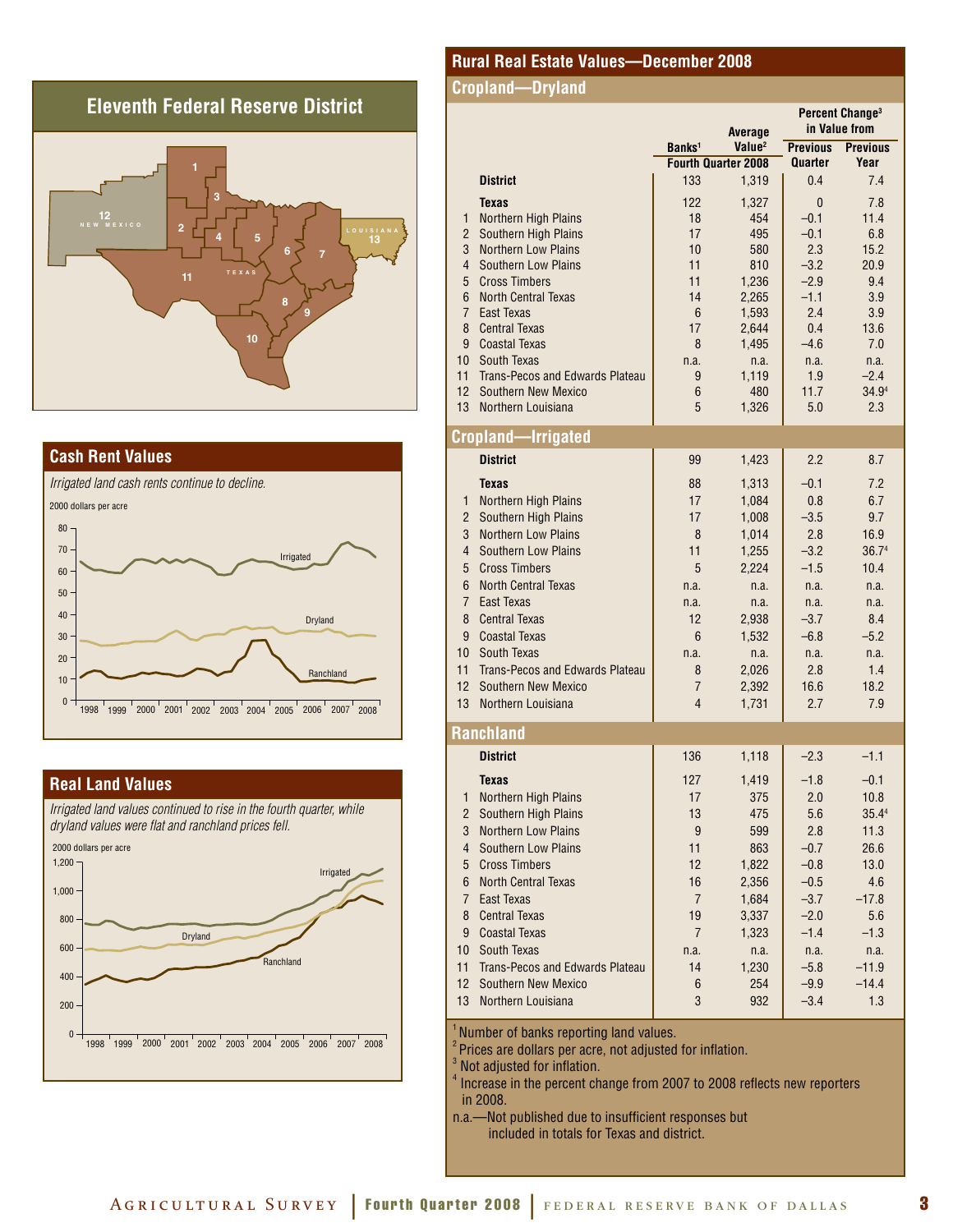## Eleventh Federal Reserve District

12 NEW MEXICO

13 LOUISIANA

TEXAS

## Cash Rent Values

*Irrigated land cash rents continue to decline.*

2000 dollars per acre

## Real Land Values

*Irrigated land values continued to rise in the fourth quarter, while dryland values were flat and ranchland prices fell.*

2000 dollars per acre

## Rural Real Estate Values—December 2008

### Cropland—Dryland

| | | Banks[1] | Average Value[2] | Percent Change[3] in Value from Previous Quarter | Percent Change[3] in Value from Previous Year |
|---|---|---|---|---|---|
| | | Fourth Quarter 2008 | | | |
| | **District** | 133 | 1,319 | 0.4 | 7.4 |
| | **Texas** | 122 | 1,327 | 0 | 7.8 |
| 1 | Northern High Plains | 18 | 454 | –0.1 | 11.4 |
| 2 | Southern High Plains | 17 | 495 | –0.1 | 6.8 |
| 3 | Northern Low Plains | 10 | 580 | 2.3 | 15.2 |
| 4 | Southern Low Plains | 11 | 810 | –3.2 | 20.9 |
| 5 | Cross Timbers | 11 | 1,236 | –2.9 | 9.4 |
| 6 | North Central Texas | 14 | 2,265 | –1.1 | 3.9 |
| 7 | East Texas | 6 | 1,593 | 2.4 | 3.9 |
| 8 | Central Texas | 17 | 2,644 | 0.4 | 13.6 |
| 9 | Coastal Texas | 8 | 1,495 | –4.6 | 7.0 |
| 10 | South Texas | n.a. | n.a. | n.a. | n.a. |
| 11 | Trans-Pecos and Edwards Plateau | 9 | 1,119 | 1.9 | –2.4 |
| 12 | Southern New Mexico | 6 | 480 | 11.7 | 34.9[4] |
| 13 | Northern Louisiana | 5 | 1,326 | 5.0 | 2.3 |

### Cropland—Irrigated

| | | Banks[1] | Average Value[2] | Previous Quarter | Previous Year |
|---|---|---|---|---|---|
| | **District** | 99 | 1,423 | 2.2 | 8.7 |
| | **Texas** | 88 | 1,313 | –0.1 | 7.2 |
| 1 | Northern High Plains | 17 | 1,084 | 0.8 | 6.7 |
| 2 | Southern High Plains | 17 | 1,008 | –3.5 | 9.7 |
| 3 | Northern Low Plains | 8 | 1,014 | 2.8 | 16.9 |
| 4 | Southern Low Plains | 11 | 1,255 | –3.2 | 36.7[4] |
| 5 | Cross Timbers | 5 | 2,224 | –1.5 | 10.4 |
| 6 | North Central Texas | n.a. | n.a. | n.a. | n.a. |
| 7 | East Texas | n.a. | n.a. | n.a. | n.a. |
| 8 | Central Texas | 12 | 2,938 | –3.7 | 8.4 |
| 9 | Coastal Texas | 6 | 1,532 | –6.8 | –5.2 |
| 10 | South Texas | n.a. | n.a. | n.a. | n.a. |
| 11 | Trans-Pecos and Edwards Plateau | 8 | 2,026 | 2.8 | 1.4 |
| 12 | Southern New Mexico | 7 | 2,392 | 16.6 | 18.2 |
| 13 | Northern Louisiana | 4 | 1,731 | 2.7 | 7.9 |

### Ranchland

| | | Banks[1] | Average Value[2] | Previous Quarter | Previous Year |
|---|---|---|---|---|---|
| | **District** | 136 | 1,118 | –2.3 | –1.1 |
| | **Texas** | 127 | 1,419 | –1.8 | –0.1 |
| 1 | Northern High Plains | 17 | 375 | 2.0 | 10.8 |
| 2 | Southern High Plains | 13 | 475 | 5.6 | 35.4[4] |
| 3 | Northern Low Plains | 9 | 599 | 2.8 | 11.3 |
| 4 | Southern Low Plains | 11 | 863 | –0.7 | 26.6 |
| 5 | Cross Timbers | 12 | 1,822 | –0.8 | 13.0 |
| 6 | North Central Texas | 16 | 2,356 | –0.5 | 4.6 |
| 7 | East Texas | 7 | 1,684 | –3.7 | –17.8 |
| 8 | Central Texas | 19 | 3,337 | –2.0 | 5.6 |
| 9 | Coastal Texas | 7 | 1,323 | –1.4 | –1.3 |
| 10 | South Texas | n.a. | n.a. | n.a. | n.a. |
| 11 | Trans-Pecos and Edwards Plateau | 14 | 1,230 | –5.8 | –11.9 |
| 12 | Southern New Mexico | 6 | 254 | –9.9 | –14.4 |
| 13 | Northern Louisiana | 3 | 932 | –3.4 | 1.3 |

[1] Number of banks reporting land values.
[2] Prices are dollars per acre, not adjusted for inflation.
[3] Not adjusted for inflation.
[4] Increase in the percent change from 2007 to 2008 reflects new reporters in 2008.
n.a.—Not published due to insufficient responses but included in totals for Texas and district.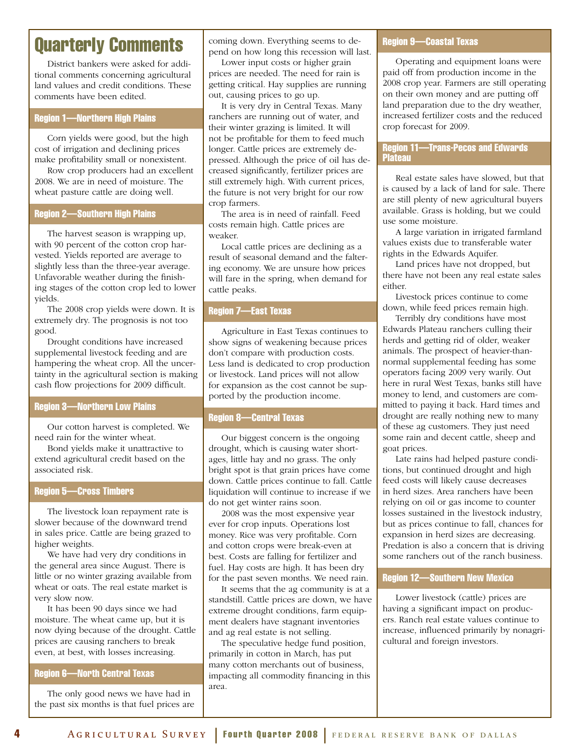# Quarterly Comments

District bankers were asked for additional comments concerning agricultural land values and credit conditions. These comments have been edited.

## Region 1—Northern High Plains

Corn yields were good, but the high cost of irrigation and declining prices make profitability small or nonexistent.

Row crop producers had an excellent 2008. We are in need of moisture. The wheat pasture cattle are doing well.

## Region 2—Southern High Plains

The harvest season is wrapping up, with 90 percent of the cotton crop harvested. Yields reported are average to slightly less than the three-year average. Unfavorable weather during the finishing stages of the cotton crop led to lower yields.

The 2008 crop yields were down. It is extremely dry. The prognosis is not too good.

Drought conditions have increased supplemental livestock feeding and are hampering the wheat crop. All the uncertainty in the agricultural section is making cash flow projections for 2009 difficult.

## Region 3—Northern Low Plains

Our cotton harvest is completed. We need rain for the winter wheat.

Bond yields make it unattractive to extend agricultural credit based on the associated risk.

## Region 5—Cross Timbers

The livestock loan repayment rate is slower because of the downward trend in sales price. Cattle are being grazed to higher weights.

We have had very dry conditions in the general area since August. There is little or no winter grazing available from wheat or oats. The real estate market is very slow now.

It has been 90 days since we had moisture. The wheat came up, but it is now dying because of the drought. Cattle prices are causing ranchers to break even, at best, with losses increasing.

## Region 6—North Central Texas

The only good news we have had in the past six months is that fuel prices are coming down. Everything seems to depend on how long this recession will last.

Lower input costs or higher grain prices are needed. The need for rain is getting critical. Hay supplies are running out, causing prices to go up.

It is very dry in Central Texas. Many ranchers are running out of water, and their winter grazing is limited. It will not be profitable for them to feed much longer. Cattle prices are extremely depressed. Although the price of oil has decreased significantly, fertilizer prices are still extremely high. With current prices, the future is not very bright for our row crop farmers.

The area is in need of rainfall. Feed costs remain high. Cattle prices are weaker.

Local cattle prices are declining as a result of seasonal demand and the faltering economy. We are unsure how prices will fare in the spring, when demand for cattle peaks.

## Region 7—East Texas

Agriculture in East Texas continues to show signs of weakening because prices don't compare with production costs. Less land is dedicated to crop production or livestock. Land prices will not allow for expansion as the cost cannot be supported by the production income.

## Region 8—Central Texas

Our biggest concern is the ongoing drought, which is causing water shortages, little hay and no grass. The only bright spot is that grain prices have come down. Cattle prices continue to fall. Cattle liquidation will continue to increase if we do not get winter rains soon.

2008 was the most expensive year ever for crop inputs. Operations lost money. Rice was very profitable. Corn and cotton crops were break-even at best. Costs are falling for fertilizer and fuel. Hay costs are high. It has been dry for the past seven months. We need rain.

It seems that the ag community is at a standstill. Cattle prices are down, we have extreme drought conditions, farm equipment dealers have stagnant inventories and ag real estate is not selling.

The speculative hedge fund position, primarily in cotton in March, has put many cotton merchants out of business, impacting all commodity financing in this area.

## Region 9—Coastal Texas

Operating and equipment loans were paid off from production income in the 2008 crop year. Farmers are still operating on their own money and are putting off land preparation due to the dry weather, increased fertilizer costs and the reduced crop forecast for 2009.

## Region 11—Trans-Pecos and Edwards Plateau

Real estate sales have slowed, but that is caused by a lack of land for sale. There are still plenty of new agricultural buyers available. Grass is holding, but we could use some moisture.

A large variation in irrigated farmland values exists due to transferable water rights in the Edwards Aquifer.

Land prices have not dropped, but there have not been any real estate sales either.

Livestock prices continue to come down, while feed prices remain high.

Terribly dry conditions have most Edwards Plateau ranchers culling their herds and getting rid of older, weaker animals. The prospect of heavier-than-normal supplemental feeding has some operators facing 2009 very warily. Out here in rural West Texas, banks still have money to lend, and customers are committed to paying it back. Hard times and drought are really nothing new to many of these ag customers. They just need some rain and decent cattle, sheep and goat prices.

Late rains had helped pasture conditions, but continued drought and high feed costs will likely cause decreases in herd sizes. Area ranchers have been relying on oil or gas income to counter losses sustained in the livestock industry, but as prices continue to fall, chances for expansion in herd sizes are decreasing. Predation is also a concern that is driving some ranchers out of the ranch business.

## Region 12—Southern New Mexico

Lower livestock (cattle) prices are having a significant impact on producers. Ranch real estate values continue to increase, influenced primarily by nonagricultural and foreign investors.